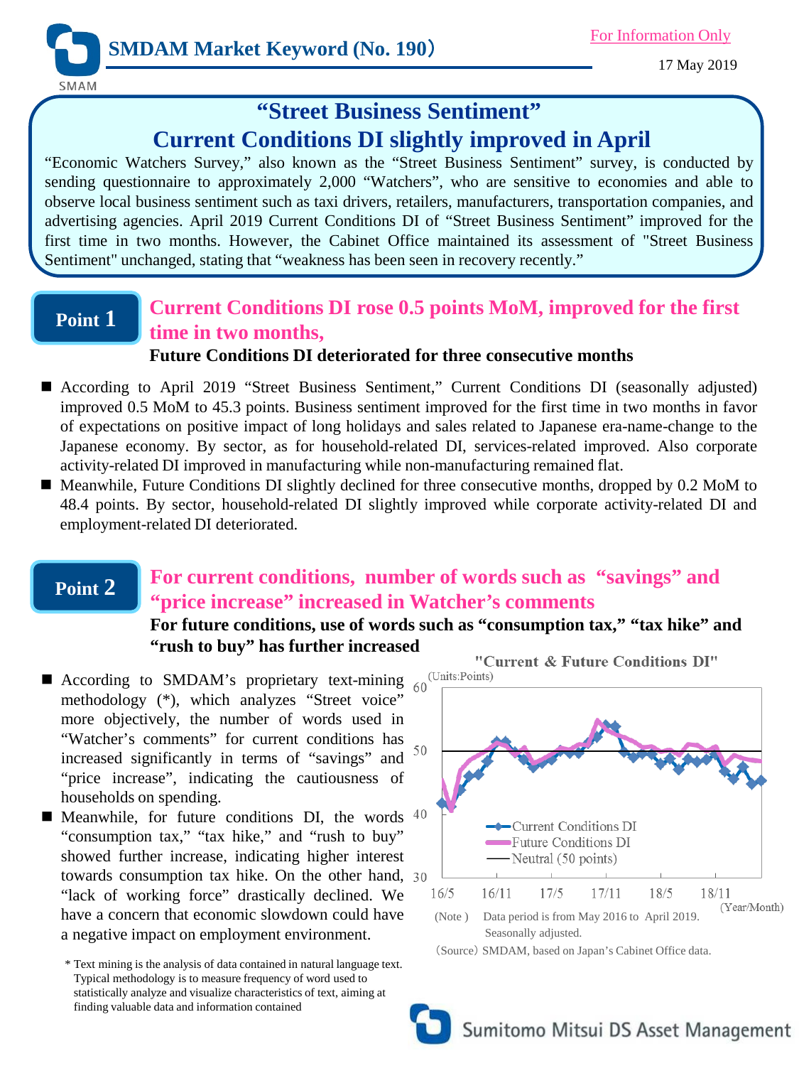SMDAM Market Keyword (No. 190)

For Information Only

17 May 2019

# "Street Business Sentiment" Current Conditions DI slightly improved in April

"Economic Watchers Survey," also known as the "Street Business Sentiment" survey, is conducted by sending questionnaire to approximately 2,000 "Watchers", who are sensitive to economies and able to observe local business sentiment such as taxi drivers, retailers, manufacturers, transportation companies, and advertising agencies. April 2019 Current Conditions DI of "Street Business Sentiment" improved for the first time in two months. However, the Cabinet Office maintained its assessment of "Street Business Sentiment" unchanged, stating that "weakness has been seen in recovery recently."

## Point 1 Current Conditions DI rose 0.5 points MoM, improved for the first time in two months,

**Future Conditions DI deteriorated for three consecutive months**

- According to April 2019 "Street Business Sentiment," Current Conditions DI (seasonally adjusted) improved 0.5 MoM to 45.3 points. Business sentiment improved for the first time in two months in favor of expectations on positive impact of long holidays and sales related to Japanese era-name-change to the Japanese economy. By sector, as for household-related DI, services-related improved. Also corporate activity-related DI improved in manufacturing while non-manufacturing remained flat.
- Meanwhile, Future Conditions DI slightly declined for three consecutive months, dropped by 0.2 MoM to 48.4 points. By sector, household-related DI slightly improved while corporate activity-related DI and employment-related DI deteriorated.

## Point 2 For current conditions, number of words such as "savings" and "price increase" increased in Watcher's comments

**For future conditions, use of words such as "consumption tax," "tax hike" and "rush to buy" has further increased**

- According to SMDAM's proprietary text-mining methodology (*), which analyzes "Street voice" more objectively, the number of words used in "Watcher's comments" for current conditions has increased significantly in terms of "savings" and "price increase", indicating the cautiousness of households on spending.
- Meanwhile, for future conditions DI, the words "consumption tax," "tax hike," and "rush to buy" showed further increase, indicating higher interest towards consumption tax hike. On the other hand, "lack of working force" drastically declined. We have a concern that economic slowdown could have a negative impact on employment environment.

\* Text mining is the analysis of data contained in natural language text. Typical methodology is to measure frequency of word used to statistically analyze and visualize characteristics of text, aiming at finding valuable data and information contained

"Current & Future Conditions DI"

(Units:Points)

(Legend: Current Conditions DI; Future Conditions DI; Neutral (50 points))

(Note) Data period is from May 2016 to April 2019. Seasonally adjusted.

(Source) SMDAM, based on Japan's Cabinet Office data.

Sumitomo Mitsui DS Asset Management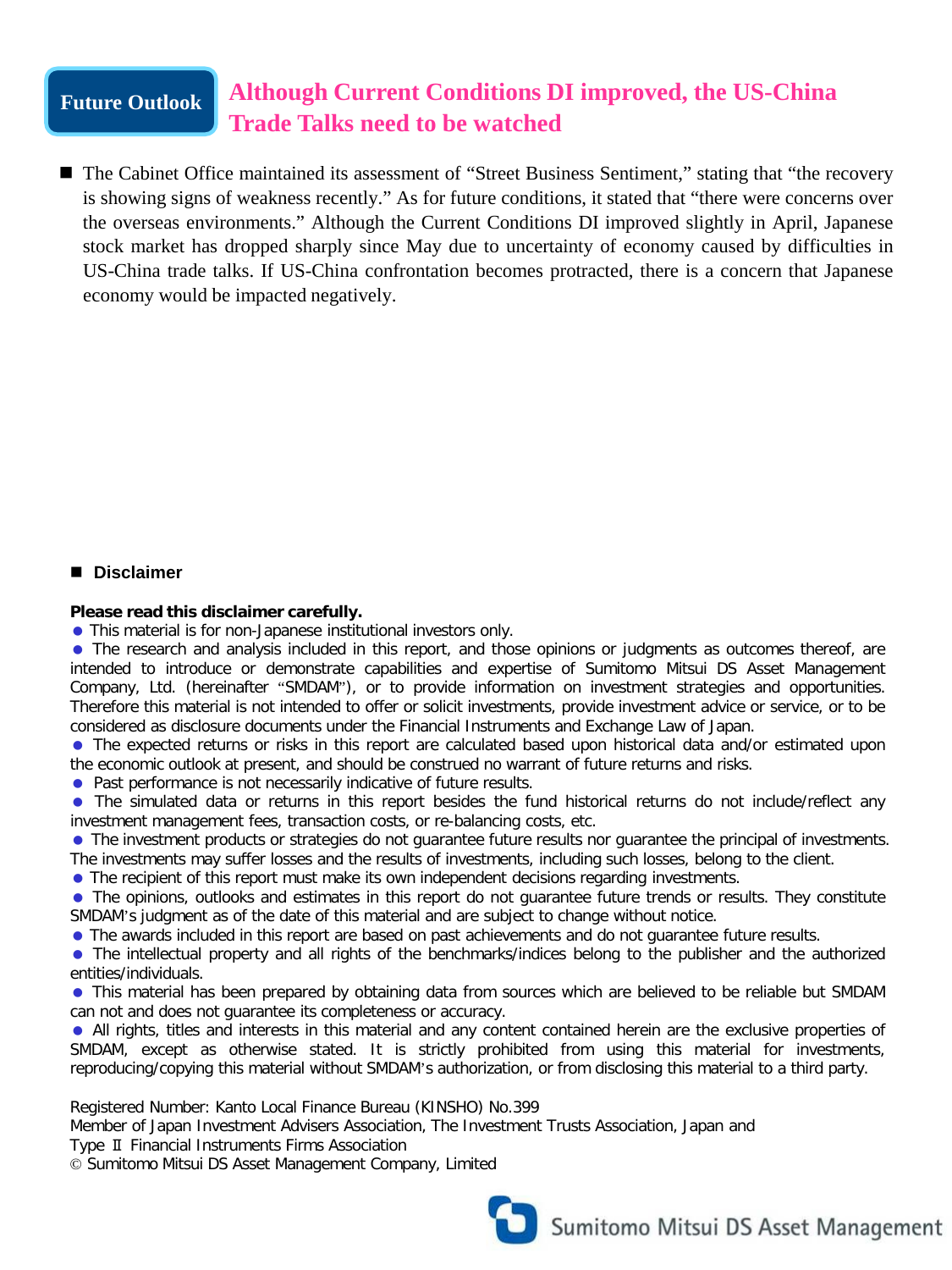## Future Outlook

## Although Current Conditions DI improved, the US-China Trade Talks need to be watched

- The Cabinet Office maintained its assessment of “Street Business Sentiment,” stating that “the recovery is showing signs of weakness recently.” As for future conditions, it stated that “there were concerns over the overseas environments.” Although the Current Conditions DI improved slightly in April, Japanese stock market has dropped sharply since May due to uncertainty of economy caused by difficulties in US-China trade talks. If US-China confrontation becomes protracted, there is a concern that Japanese economy would be impacted negatively.

### Disclaimer

**Please read this disclaimer carefully.**

- This material is for non-Japanese institutional investors only.
- The research and analysis included in this report, and those opinions or judgments as outcomes thereof, are intended to introduce or demonstrate capabilities and expertise of Sumitomo Mitsui DS Asset Management Company, Ltd. (hereinafter “SMDAM”), or to provide information on investment strategies and opportunities. Therefore this material is not intended to offer or solicit investments, provide investment advice or service, or to be considered as disclosure documents under the Financial Instruments and Exchange Law of Japan.
- The expected returns or risks in this report are calculated based upon historical data and/or estimated upon the economic outlook at present, and should be construed no warrant of future returns and risks.
- Past performance is not necessarily indicative of future results.
- The simulated data or returns in this report besides the fund historical returns do not include/reflect any investment management fees, transaction costs, or re-balancing costs, etc.
- The investment products or strategies do not guarantee future results nor guarantee the principal of investments. The investments may suffer losses and the results of investments, including such losses, belong to the client.
- The recipient of this report must make its own independent decisions regarding investments.
- The opinions, outlooks and estimates in this report do not guarantee future trends or results. They constitute SMDAM's judgment as of the date of this material and are subject to change without notice.
- The awards included in this report are based on past achievements and do not guarantee future results.
- The intellectual property and all rights of the benchmarks/indices belong to the publisher and the authorized entities/individuals.
- This material has been prepared by obtaining data from sources which are believed to be reliable but SMDAM can not and does not guarantee its completeness or accuracy.
- All rights, titles and interests in this material and any content contained herein are the exclusive properties of SMDAM, except as otherwise stated. It is strictly prohibited from using this material for investments, reproducing/copying this material without SMDAM's authorization, or from disclosing this material to a third party.

Registered Number: Kanto Local Finance Bureau (KINSHO) No.399
Member of Japan Investment Advisers Association, The Investment Trusts Association, Japan and Type Ⅱ Financial Instruments Firms Association
© Sumitomo Mitsui DS Asset Management Company, Limited

Sumitomo Mitsui DS Asset Management